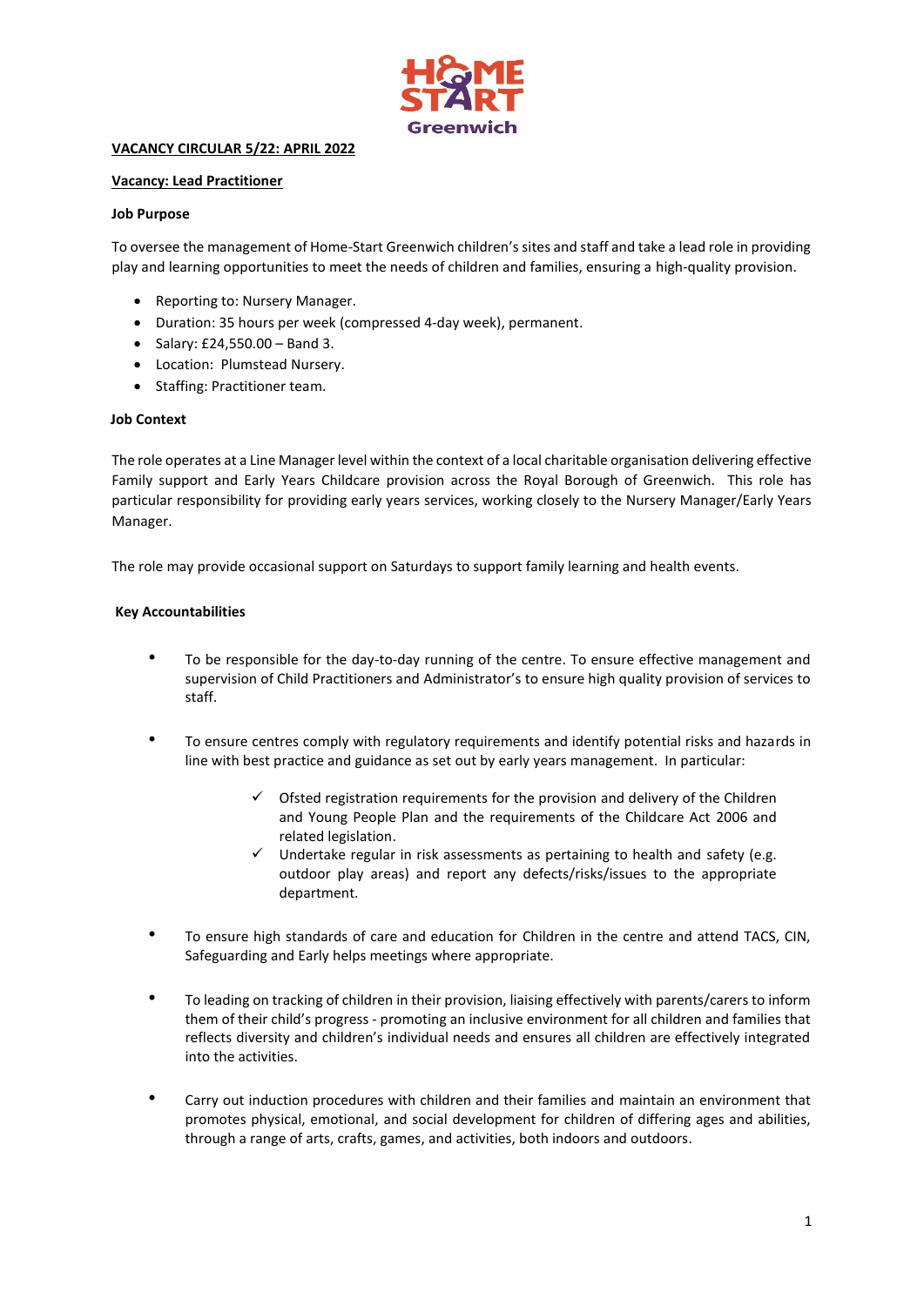HOME START Greenwich

**VACANCY CIRCULAR 5/22: APRIL 2022**

**Vacancy: Lead Practitioner**

**Job Purpose**

To oversee the management of Home-Start Greenwich children's sites and staff and take a lead role in providing play and learning opportunities to meet the needs of children and families, ensuring a high-quality provision.

- Reporting to: Nursery Manager.
- Duration: 35 hours per week (compressed 4-day week), permanent.
- Salary: £24,550.00 – Band 3.
- Location: Plumstead Nursery.
- Staffing: Practitioner team.

**Job Context**

The role operates at a Line Manager level within the context of a local charitable organisation delivering effective Family support and Early Years Childcare provision across the Royal Borough of Greenwich. This role has particular responsibility for providing early years services, working closely to the Nursery Manager/Early Years Manager.

The role may provide occasional support on Saturdays to support family learning and health events.

**Key Accountabilities**

- To be responsible for the day-to-day running of the centre. To ensure effective management and supervision of Child Practitioners and Administrator's to ensure high quality provision of services to staff.

- To ensure centres comply with regulatory requirements and identify potential risks and hazards in line with best practice and guidance as set out by early years management. In particular:
  - ✓ Ofsted registration requirements for the provision and delivery of the Children and Young People Plan and the requirements of the Childcare Act 2006 and related legislation.
  - ✓ Undertake regular in risk assessments as pertaining to health and safety (e.g. outdoor play areas) and report any defects/risks/issues to the appropriate department.

- To ensure high standards of care and education for Children in the centre and attend TACS, CIN, Safeguarding and Early helps meetings where appropriate.

- To leading on tracking of children in their provision, liaising effectively with parents/carers to inform them of their child's progress - promoting an inclusive environment for all children and families that reflects diversity and children's individual needs and ensures all children are effectively integrated into the activities.

- Carry out induction procedures with children and their families and maintain an environment that promotes physical, emotional, and social development for children of differing ages and abilities, through a range of arts, crafts, games, and activities, both indoors and outdoors.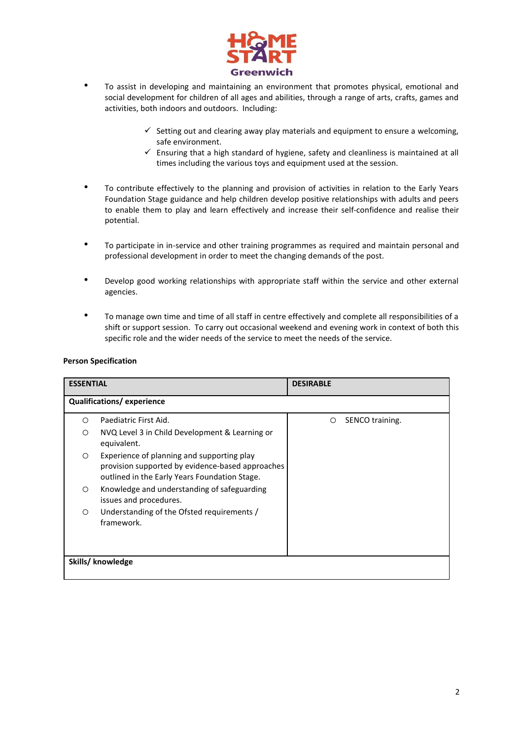- To assist in developing and maintaining an environment that promotes physical, emotional and social development for children of all ages and abilities, through a range of arts, crafts, games and activities, both indoors and outdoors. Including:

  - ✓ Setting out and clearing away play materials and equipment to ensure a welcoming, safe environment.
  - ✓ Ensuring that a high standard of hygiene, safety and cleanliness is maintained at all times including the various toys and equipment used at the session.

- To contribute effectively to the planning and provision of activities in relation to the Early Years Foundation Stage guidance and help children develop positive relationships with adults and peers to enable them to play and learn effectively and increase their self-confidence and realise their potential.

- To participate in in-service and other training programmes as required and maintain personal and professional development in order to meet the changing demands of the post.

- Develop good working relationships with appropriate staff within the service and other external agencies.

- To manage own time and time of all staff in centre effectively and complete all responsibilities of a shift or support session. To carry out occasional weekend and evening work in context of both this specific role and the wider needs of the service to meet the needs of the service.

**Person Specification**

| **ESSENTIAL** | **DESIRABLE** |
|---|---|
| **Qualifications/ experience** | |
| ○ Paediatric First Aid.<br>○ NVQ Level 3 in Child Development & Learning or equivalent.<br>○ Experience of planning and supporting play provision supported by evidence-based approaches outlined in the Early Years Foundation Stage.<br>○ Knowledge and understanding of safeguarding issues and procedures.<br>○ Understanding of the Ofsted requirements / framework. | ○ SENCO training. |
| **Skills/ knowledge** | |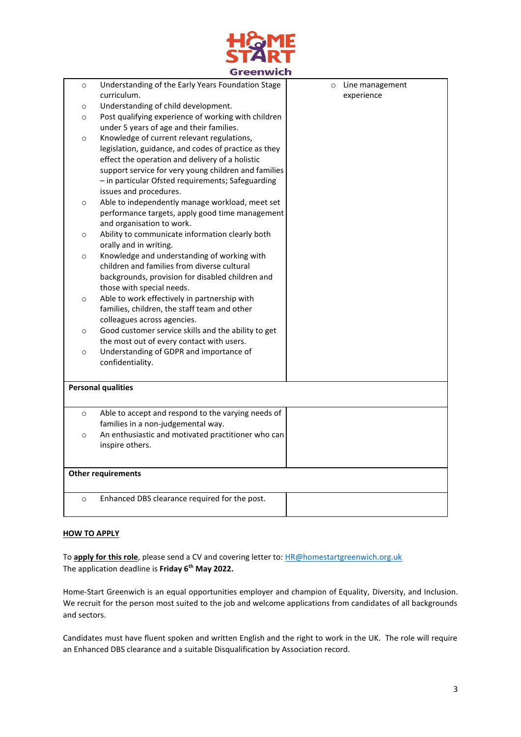Home-Start Greenwich

| | |
|---|---|
| ○ Understanding of the Early Years Foundation Stage curriculum.<br>○ Understanding of child development.<br>○ Post qualifying experience of working with children under 5 years of age and their families.<br>○ Knowledge of current relevant regulations, legislation, guidance, and codes of practice as they effect the operation and delivery of a holistic support service for very young children and families – in particular Ofsted requirements; Safeguarding issues and procedures.<br>○ Able to independently manage workload, meet set performance targets, apply good time management and organisation to work.<br>○ Ability to communicate information clearly both orally and in writing.<br>○ Knowledge and understanding of working with children and families from diverse cultural backgrounds, provision for disabled children and those with special needs.<br>○ Able to work effectively in partnership with families, children, the staff team and other colleagues across agencies.<br>○ Good customer service skills and the ability to get the most out of every contact with users.<br>○ Understanding of GDPR and importance of confidentiality. | ○ Line management experience |
| **Personal qualities** | |
| ○ Able to accept and respond to the varying needs of families in a non-judgemental way.<br>○ An enthusiastic and motivated practitioner who can inspire others. | |
| **Other requirements** | |
| ○ Enhanced DBS clearance required for the post. | |

**HOW TO APPLY**

To **apply for this role**, please send a CV and covering letter to: HR@homestartgreenwich.org.uk
The application deadline is **Friday 6th May 2022.**

Home-Start Greenwich is an equal opportunities employer and champion of Equality, Diversity, and Inclusion. We recruit for the person most suited to the job and welcome applications from candidates of all backgrounds and sectors.

Candidates must have fluent spoken and written English and the right to work in the UK. The role will require an Enhanced DBS clearance and a suitable Disqualification by Association record.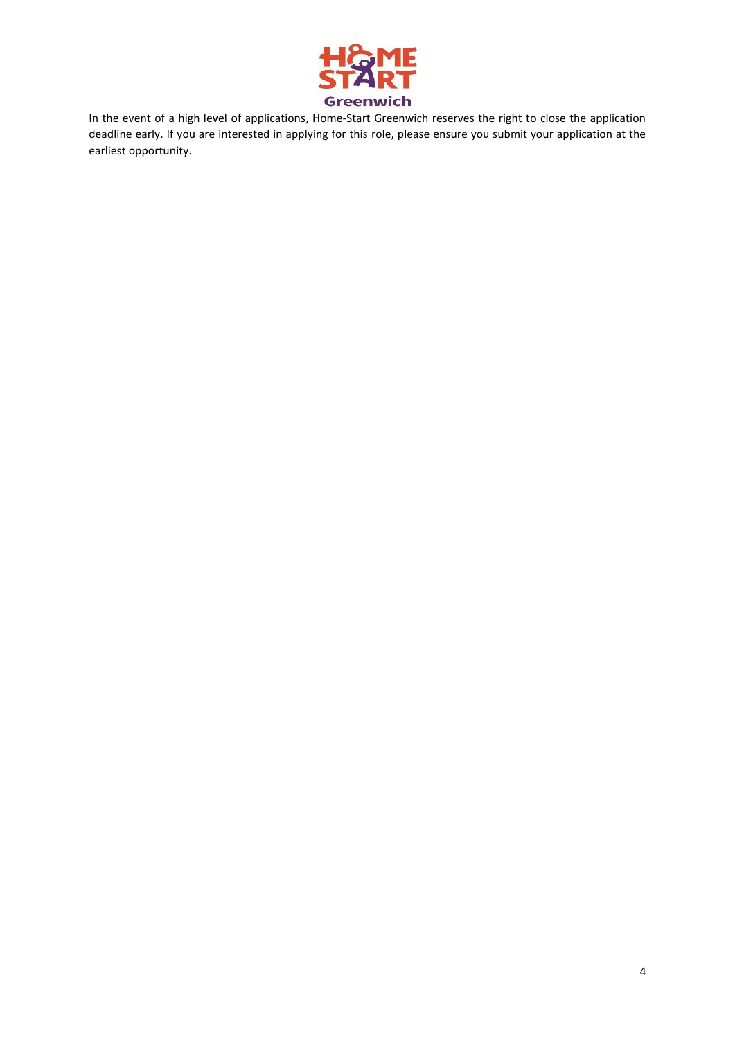In the event of a high level of applications, Home-Start Greenwich reserves the right to close the application deadline early. If you are interested in applying for this role, please ensure you submit your application at the earliest opportunity.